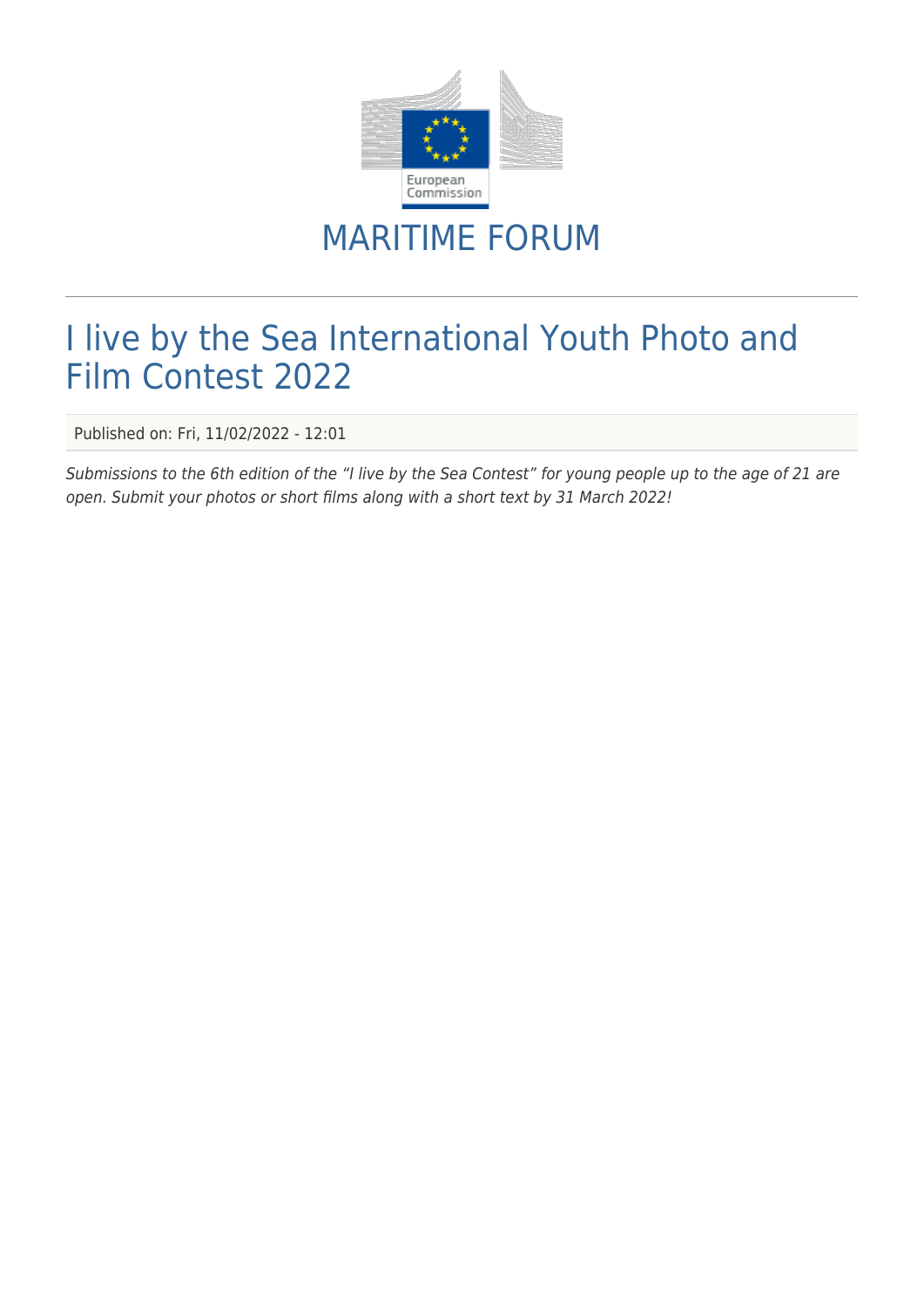MARITIME FORUM

# I live by the Sea International Youth Photo and Film Contest 2022

Published on: Fri, 11/02/2022 - 12:01

*Submissions to the 6th edition of the "I live by the Sea Contest" for young people up to the age of 21 are open. Submit your photos or short films along with a short text by 31 March 2022!*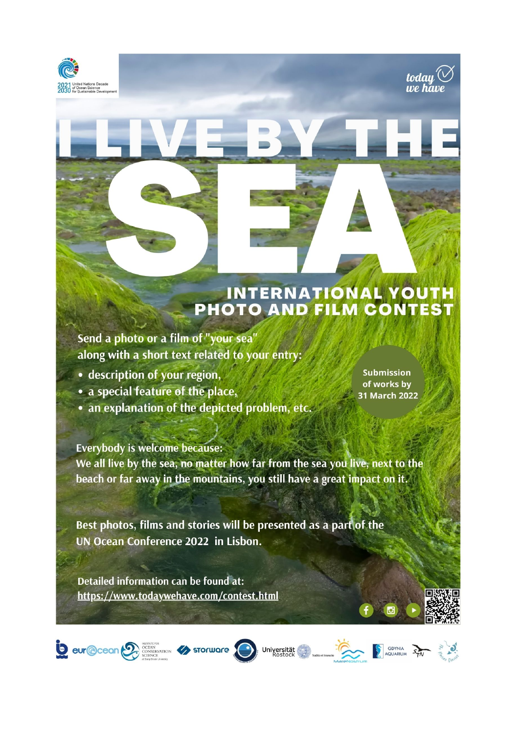# I LIVE BY THE SEA

## INTERNATIONAL YOUTH PHOTO AND FILM CONTEST

Send a photo or a film of "your sea" along with a short text related to your entry:

- description of your region,
- a special feature of the place,
- an explanation of the depicted problem, etc.

**Submission of works by 31 March 2022**

Everybody is welcome because:
We all live by the sea, no matter how far from the sea you live, next to the beach or far away in the mountains, you still have a great impact on it.

Best photos, films and stories will be presented as a part of the UN Ocean Conference 2022 in Lisbon.

Detailed information can be found at:
https://www.todaywehave.com/contest.html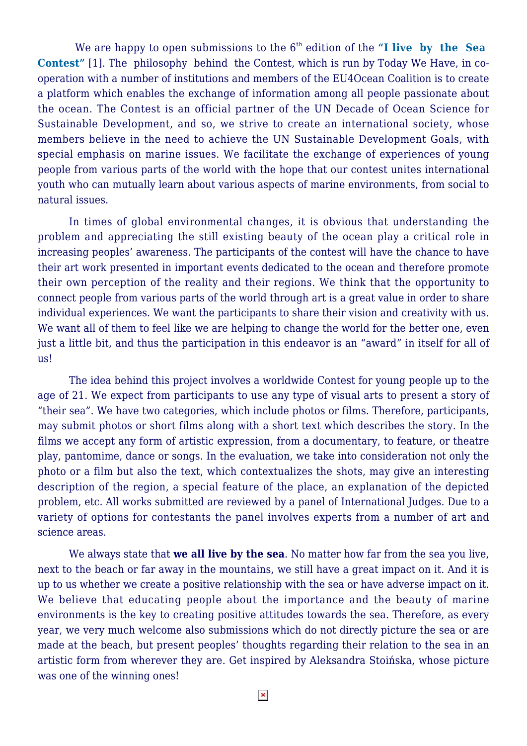We are happy to open submissions to the 6th edition of the **"I live by the Sea Contest"** [1]. The philosophy behind the Contest, which is run by Today We Have, in co-operation with a number of institutions and members of the EU4Ocean Coalition is to create a platform which enables the exchange of information among all people passionate about the ocean. The Contest is an official partner of the UN Decade of Ocean Science for Sustainable Development, and so, we strive to create an international society, whose members believe in the need to achieve the UN Sustainable Development Goals, with special emphasis on marine issues. We facilitate the exchange of experiences of young people from various parts of the world with the hope that our contest unites international youth who can mutually learn about various aspects of marine environments, from social to natural issues.

In times of global environmental changes, it is obvious that understanding the problem and appreciating the still existing beauty of the ocean play a critical role in increasing peoples' awareness. The participants of the contest will have the chance to have their art work presented in important events dedicated to the ocean and therefore promote their own perception of the reality and their regions. We think that the opportunity to connect people from various parts of the world through art is a great value in order to share individual experiences. We want the participants to share their vision and creativity with us. We want all of them to feel like we are helping to change the world for the better one, even just a little bit, and thus the participation in this endeavor is an "award" in itself for all of us!

The idea behind this project involves a worldwide Contest for young people up to the age of 21. We expect from participants to use any type of visual arts to present a story of "their sea". We have two categories, which include photos or films. Therefore, participants, may submit photos or short films along with a short text which describes the story. In the films we accept any form of artistic expression, from a documentary, to feature, or theatre play, pantomime, dance or songs. In the evaluation, we take into consideration not only the photo or a film but also the text, which contextualizes the shots, may give an interesting description of the region, a special feature of the place, an explanation of the depicted problem, etc. All works submitted are reviewed by a panel of International Judges. Due to a variety of options for contestants the panel involves experts from a number of art and science areas.

We always state that **we all live by the sea**. No matter how far from the sea you live, next to the beach or far away in the mountains, we still have a great impact on it. And it is up to us whether we create a positive relationship with the sea or have adverse impact on it. We believe that educating people about the importance and the beauty of marine environments is the key to creating positive attitudes towards the sea. Therefore, as every year, we very much welcome also submissions which do not directly picture the sea or are made at the beach, but present peoples' thoughts regarding their relation to the sea in an artistic form from wherever they are. Get inspired by Aleksandra Stoińska, whose picture was one of the winning ones!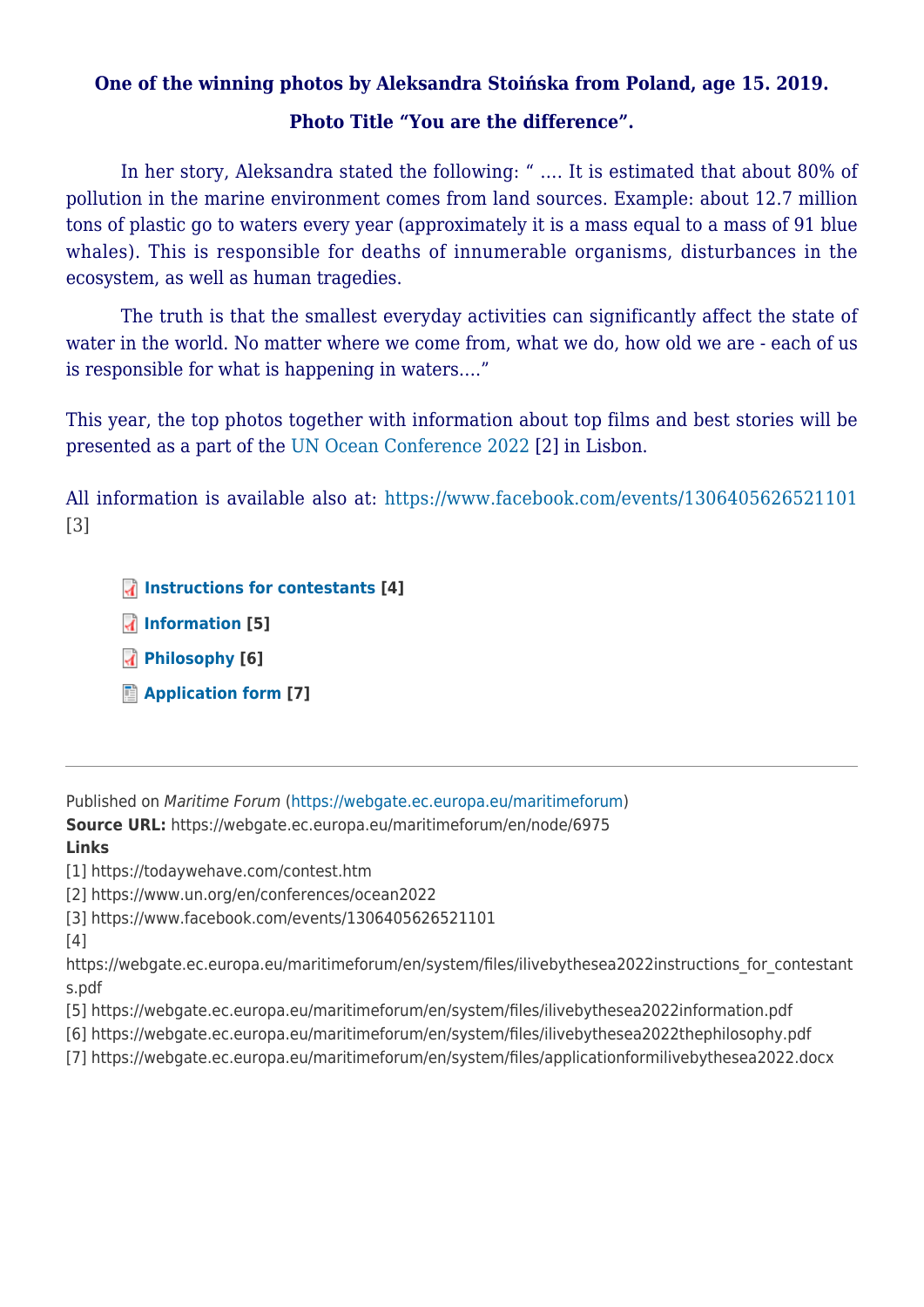**One of the winning photos by Aleksandra Stoińska from Poland, age 15. 2019.**

**Photo Title "You are the difference".**

In her story, Aleksandra stated the following: " …. It is estimated that about 80% of pollution in the marine environment comes from land sources. Example: about 12.7 million tons of plastic go to waters every year (approximately it is a mass equal to a mass of 91 blue whales). This is responsible for deaths of innumerable organisms, disturbances in the ecosystem, as well as human tragedies.

The truth is that the smallest everyday activities can significantly affect the state of water in the world. No matter where we come from, what we do, how old we are - each of us is responsible for what is happening in waters…."

This year, the top photos together with information about top films and best stories will be presented as a part of the UN Ocean Conference 2022 [2] in Lisbon.

All information is available also at: https://www.facebook.com/events/1306405626521101 [3]

- **Instructions for contestants** [4]
- **Information** [5]
- **Philosophy** [6]
- **Application form** [7]

---

Published on *Maritime Forum* (https://webgate.ec.europa.eu/maritimeforum)
**Source URL:** https://webgate.ec.europa.eu/maritimeforum/en/node/6975
**Links**
[1] https://todaywehave.com/contest.htm
[2] https://www.un.org/en/conferences/ocean2022
[3] https://www.facebook.com/events/1306405626521101
[4] https://webgate.ec.europa.eu/maritimeforum/en/system/files/ilivebythesea2022instructions_for_contestants.pdf
[5] https://webgate.ec.europa.eu/maritimeforum/en/system/files/ilivebythesea2022information.pdf
[6] https://webgate.ec.europa.eu/maritimeforum/en/system/files/ilivebythesea2022thephilosophy.pdf
[7] https://webgate.ec.europa.eu/maritimeforum/en/system/files/applicationformilivebythesea2022.docx